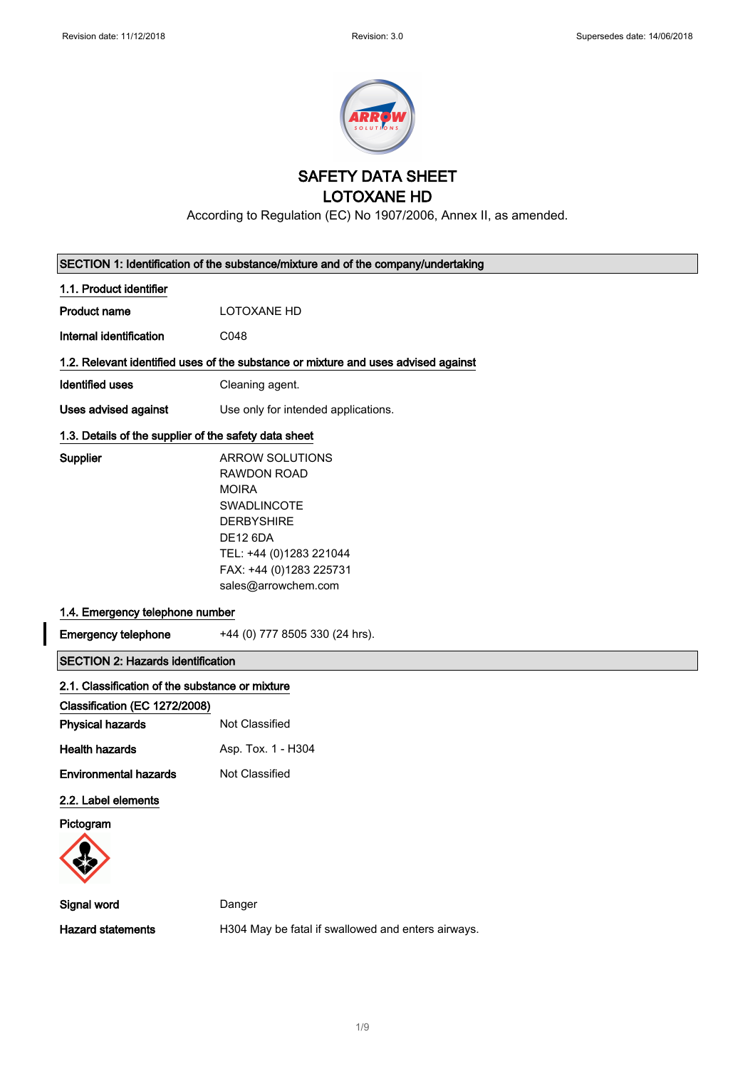# SAFETY DATA SHEET
# LOTOXANE HD

According to Regulation (EC) No 1907/2006, Annex II, as amended.

## SECTION 1: Identification of the substance/mixture and of the company/undertaking

### 1.1. Product identifier

**Product name** LOTOXANE HD

**Internal identification** C048

### 1.2. Relevant identified uses of the substance or mixture and uses advised against

**Identified uses** Cleaning agent.

**Uses advised against** Use only for intended applications.

### 1.3. Details of the supplier of the safety data sheet

**Supplier**

ARROW SOLUTIONS
RAWDON ROAD
MOIRA
SWADLINCOTE
DERBYSHIRE
DE12 6DA
TEL: +44 (0)1283 221044
FAX: +44 (0)1283 225731
sales@arrowchem.com

### 1.4. Emergency telephone number

**Emergency telephone** +44 (0) 777 8505 330 (24 hrs).

## SECTION 2: Hazards identification

### 2.1. Classification of the substance or mixture

**Classification (EC 1272/2008)**

**Physical hazards** Not Classified

**Health hazards** Asp. Tox. 1 - H304

**Environmental hazards** Not Classified

### 2.2. Label elements

**Pictogram**

**Signal word** Danger

**Hazard statements** H304 May be fatal if swallowed and enters airways.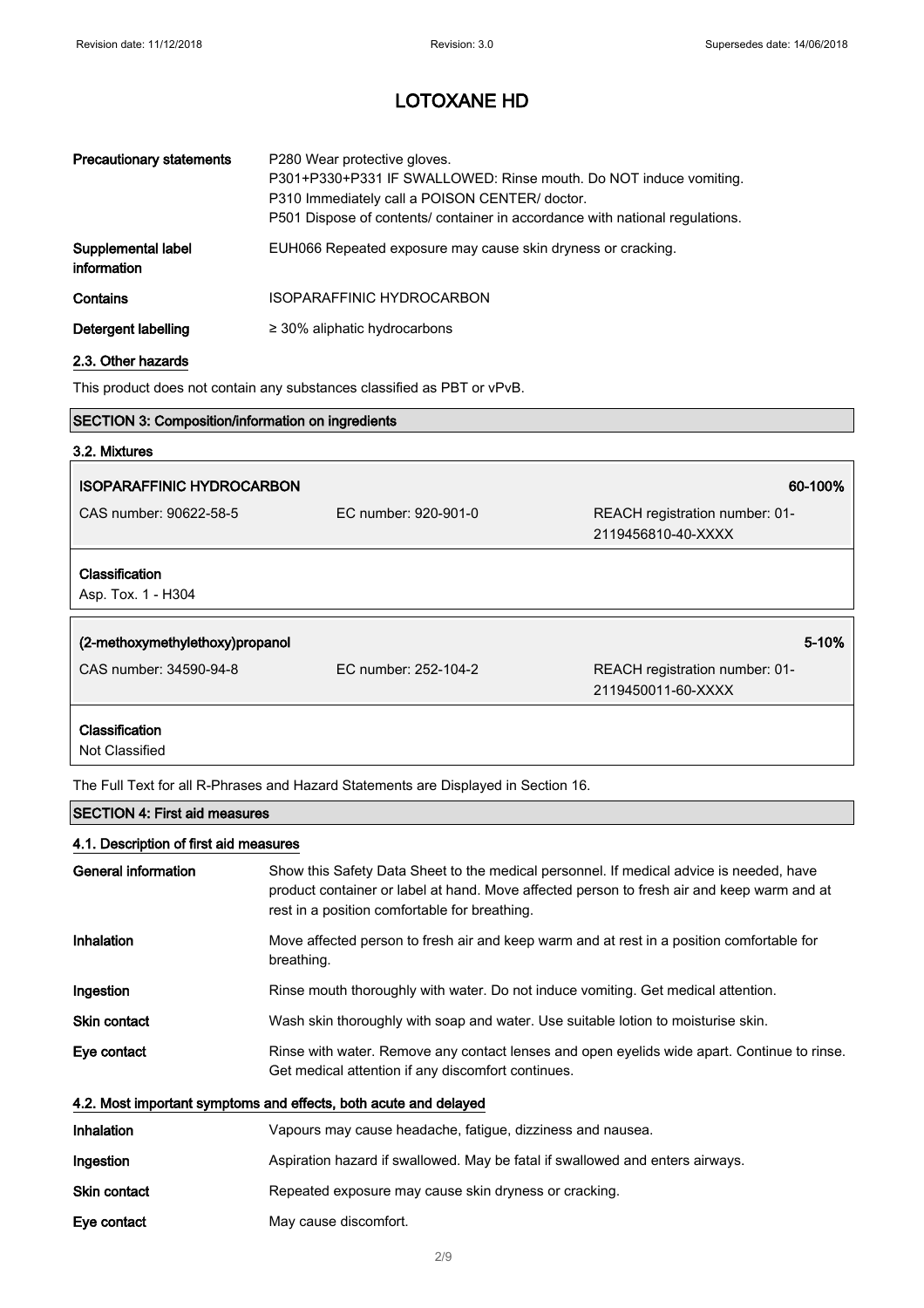| | |
|---|---|
| **Precautionary statements** | P280 Wear protective gloves.<br>P301+P330+P331 IF SWALLOWED: Rinse mouth. Do NOT induce vomiting.<br>P310 Immediately call a POISON CENTER/ doctor.<br>P501 Dispose of contents/ container in accordance with national regulations. |
| **Supplemental label information** | EUH066 Repeated exposure may cause skin dryness or cracking. |
| **Contains** | ISOPARAFFINIC HYDROCARBON |
| **Detergent labelling** | ≥ 30% aliphatic hydrocarbons |

### 2.3. Other hazards

This product does not contain any substances classified as PBT or vPvB.

## SECTION 3: Composition/information on ingredients

### 3.2. Mixtures

| **ISOPARAFFINIC HYDROCARBON** | | **60-100%** |
|---|---|---|
| CAS number: 90622-58-5 | EC number: 920-901-0 | REACH registration number: 01-2119456810-40-XXXX |

**Classification**
Asp. Tox. 1 - H304

| **(2-methoxymethylethoxy)propanol** | | **5-10%** |
|---|---|---|
| CAS number: 34590-94-8 | EC number: 252-104-2 | REACH registration number: 01-2119450011-60-XXXX |

**Classification**
Not Classified

The Full Text for all R-Phrases and Hazard Statements are Displayed in Section 16.

## SECTION 4: First aid measures

### 4.1. Description of first aid measures

| | |
|---|---|
| **General information** | Show this Safety Data Sheet to the medical personnel. If medical advice is needed, have product container or label at hand. Move affected person to fresh air and keep warm and at rest in a position comfortable for breathing. |
| **Inhalation** | Move affected person to fresh air and keep warm and at rest in a position comfortable for breathing. |
| **Ingestion** | Rinse mouth thoroughly with water. Do not induce vomiting. Get medical attention. |
| **Skin contact** | Wash skin thoroughly with soap and water. Use suitable lotion to moisturise skin. |
| **Eye contact** | Rinse with water. Remove any contact lenses and open eyelids wide apart. Continue to rinse. Get medical attention if any discomfort continues. |

### 4.2. Most important symptoms and effects, both acute and delayed

| | |
|---|---|
| **Inhalation** | Vapours may cause headache, fatigue, dizziness and nausea. |
| **Ingestion** | Aspiration hazard if swallowed. May be fatal if swallowed and enters airways. |
| **Skin contact** | Repeated exposure may cause skin dryness or cracking. |
| **Eye contact** | May cause discomfort. |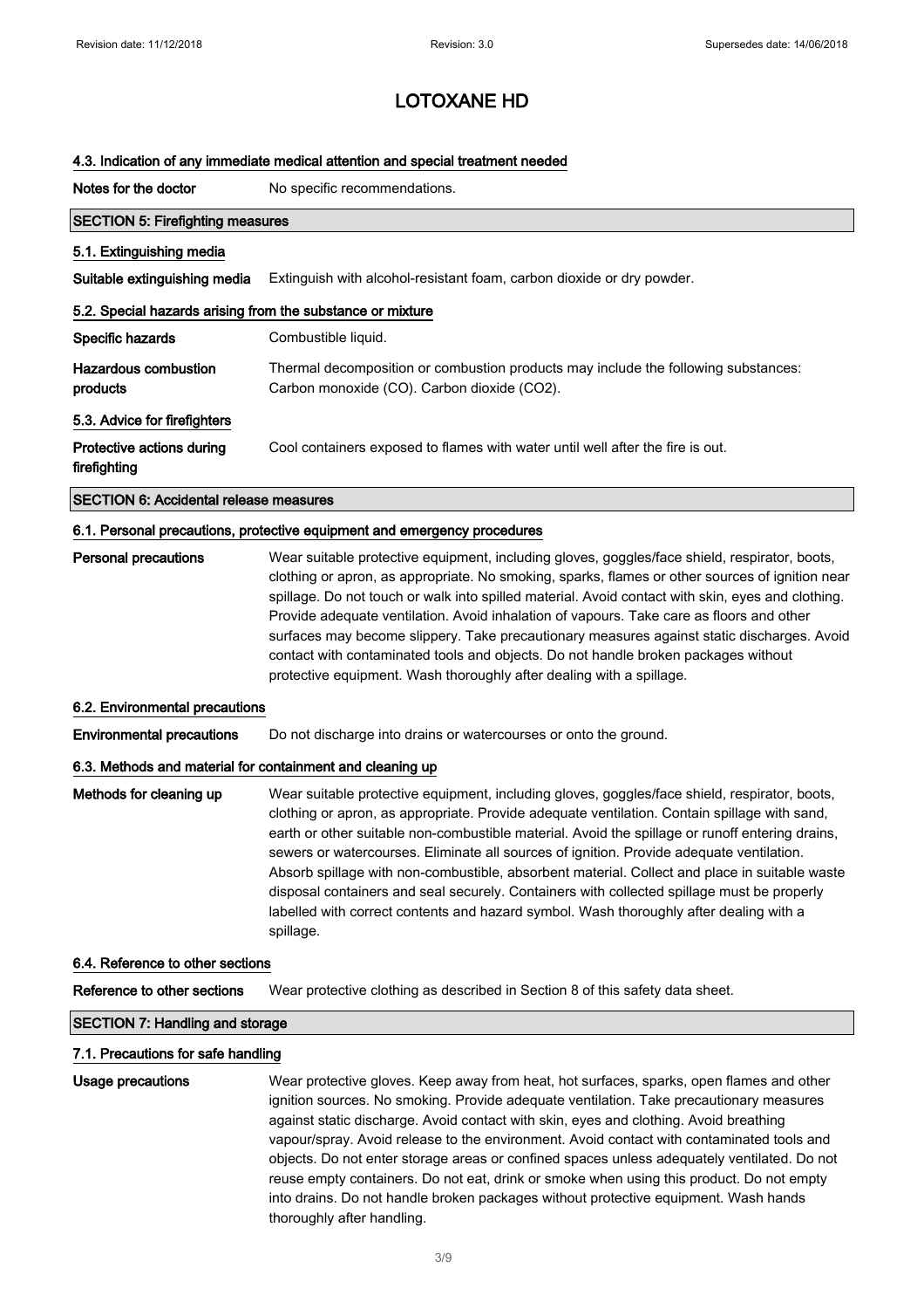# LOTOXANE HD

### 4.3. Indication of any immediate medical attention and special treatment needed

| | |
|---|---|
| **Notes for the doctor** | No specific recommendations. |

## SECTION 5: Firefighting measures

### 5.1. Extinguishing media

| | |
|---|---|
| **Suitable extinguishing media** | Extinguish with alcohol-resistant foam, carbon dioxide or dry powder. |

### 5.2. Special hazards arising from the substance or mixture

| | |
|---|---|
| **Specific hazards** | Combustible liquid. |
| **Hazardous combustion products** | Thermal decomposition or combustion products may include the following substances: Carbon monoxide (CO). Carbon dioxide ($CO_2$). |

### 5.3. Advice for firefighters

| | |
|---|---|
| **Protective actions during firefighting** | Cool containers exposed to flames with water until well after the fire is out. |

## SECTION 6: Accidental release measures

### 6.1. Personal precautions, protective equipment and emergency procedures

| | |
|---|---|
| **Personal precautions** | Wear suitable protective equipment, including gloves, goggles/face shield, respirator, boots, clothing or apron, as appropriate. No smoking, sparks, flames or other sources of ignition near spillage. Do not touch or walk into spilled material. Avoid contact with skin, eyes and clothing. Provide adequate ventilation. Avoid inhalation of vapours. Take care as floors and other surfaces may become slippery. Take precautionary measures against static discharges. Avoid contact with contaminated tools and objects. Do not handle broken packages without protective equipment. Wash thoroughly after dealing with a spillage. |

### 6.2. Environmental precautions

| | |
|---|---|
| **Environmental precautions** | Do not discharge into drains or watercourses or onto the ground. |

### 6.3. Methods and material for containment and cleaning up

| | |
|---|---|
| **Methods for cleaning up** | Wear suitable protective equipment, including gloves, goggles/face shield, respirator, boots, clothing or apron, as appropriate. Provide adequate ventilation. Contain spillage with sand, earth or other suitable non-combustible material. Avoid the spillage or runoff entering drains, sewers or watercourses. Eliminate all sources of ignition. Provide adequate ventilation. Absorb spillage with non-combustible, absorbent material. Collect and place in suitable waste disposal containers and seal securely. Containers with collected spillage must be properly labelled with correct contents and hazard symbol. Wash thoroughly after dealing with a spillage. |

### 6.4. Reference to other sections

| | |
|---|---|
| **Reference to other sections** | Wear protective clothing as described in Section 8 of this safety data sheet. |

## SECTION 7: Handling and storage

### 7.1. Precautions for safe handling

| | |
|---|---|
| **Usage precautions** | Wear protective gloves. Keep away from heat, hot surfaces, sparks, open flames and other ignition sources. No smoking. Provide adequate ventilation. Take precautionary measures against static discharge. Avoid contact with skin, eyes and clothing. Avoid breathing vapour/spray. Avoid release to the environment. Avoid contact with contaminated tools and objects. Do not enter storage areas or confined spaces unless adequately ventilated. Do not reuse empty containers. Do not eat, drink or smoke when using this product. Do not empty into drains. Do not handle broken packages without protective equipment. Wash hands thoroughly after handling. |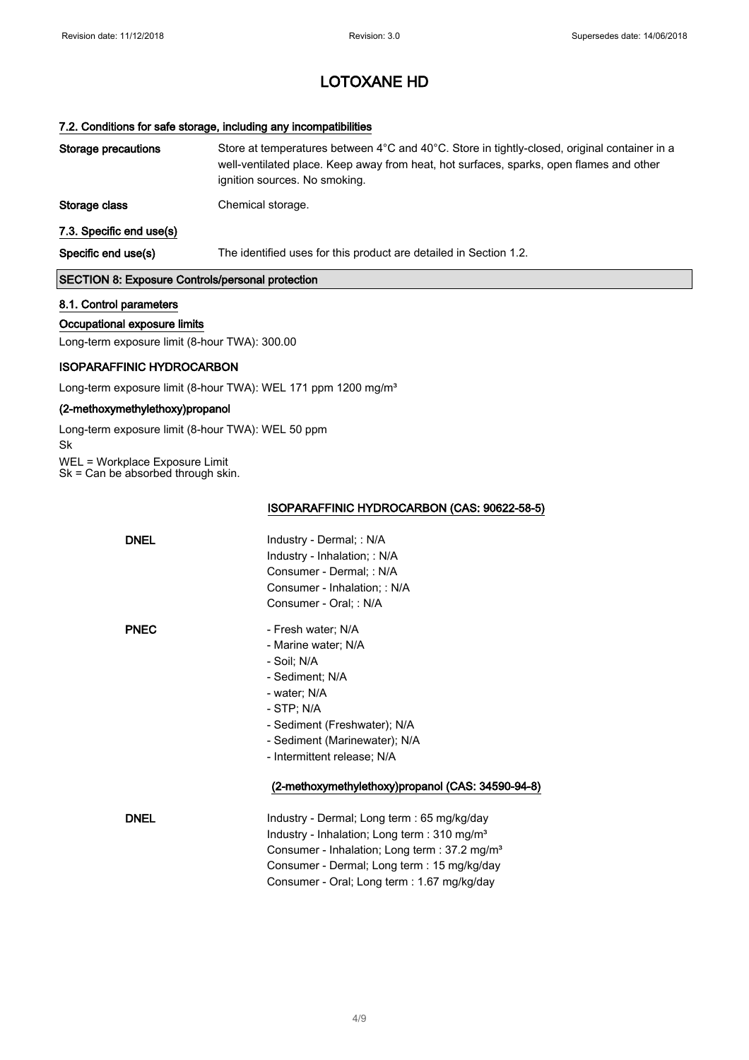# LOTOXANE HD

### 7.2. Conditions for safe storage, including any incompatibilities

**Storage precautions** Store at temperatures between 4°C and 40°C. Store in tightly-closed, original container in a well-ventilated place. Keep away from heat, hot surfaces, sparks, open flames and other ignition sources. No smoking.

**Storage class** Chemical storage.

### 7.3. Specific end use(s)

**Specific end use(s)** The identified uses for this product are detailed in Section 1.2.

## SECTION 8: Exposure Controls/personal protection

### 8.1. Control parameters

**Occupational exposure limits**

Long-term exposure limit (8-hour TWA): 300.00

**ISOPARAFFINIC HYDROCARBON**

Long-term exposure limit (8-hour TWA): WEL 171 ppm 1200 mg/m³

**(2-methoxymethylethoxy)propanol**

Long-term exposure limit (8-hour TWA): WEL 50 ppm
Sk

WEL = Workplace Exposure Limit
Sk = Can be absorbed through skin.

**ISOPARAFFINIC HYDROCARBON (CAS: 90622-58-5)**

**DNEL**
Industry - Dermal; : N/A
Industry - Inhalation; : N/A
Consumer - Dermal; : N/A
Consumer - Inhalation; : N/A
Consumer - Oral; : N/A

**PNEC**
- Fresh water; N/A
- Marine water; N/A
- Soil; N/A
- Sediment; N/A
- water; N/A
- STP; N/A
- Sediment (Freshwater); N/A
- Sediment (Marinewater); N/A
- Intermittent release; N/A

**(2-methoxymethylethoxy)propanol (CAS: 34590-94-8)**

**DNEL**
Industry - Dermal; Long term : 65 mg/kg/day
Industry - Inhalation; Long term : 310 mg/m³
Consumer - Inhalation; Long term : 37.2 mg/m³
Consumer - Dermal; Long term : 15 mg/kg/day
Consumer - Oral; Long term : 1.67 mg/kg/day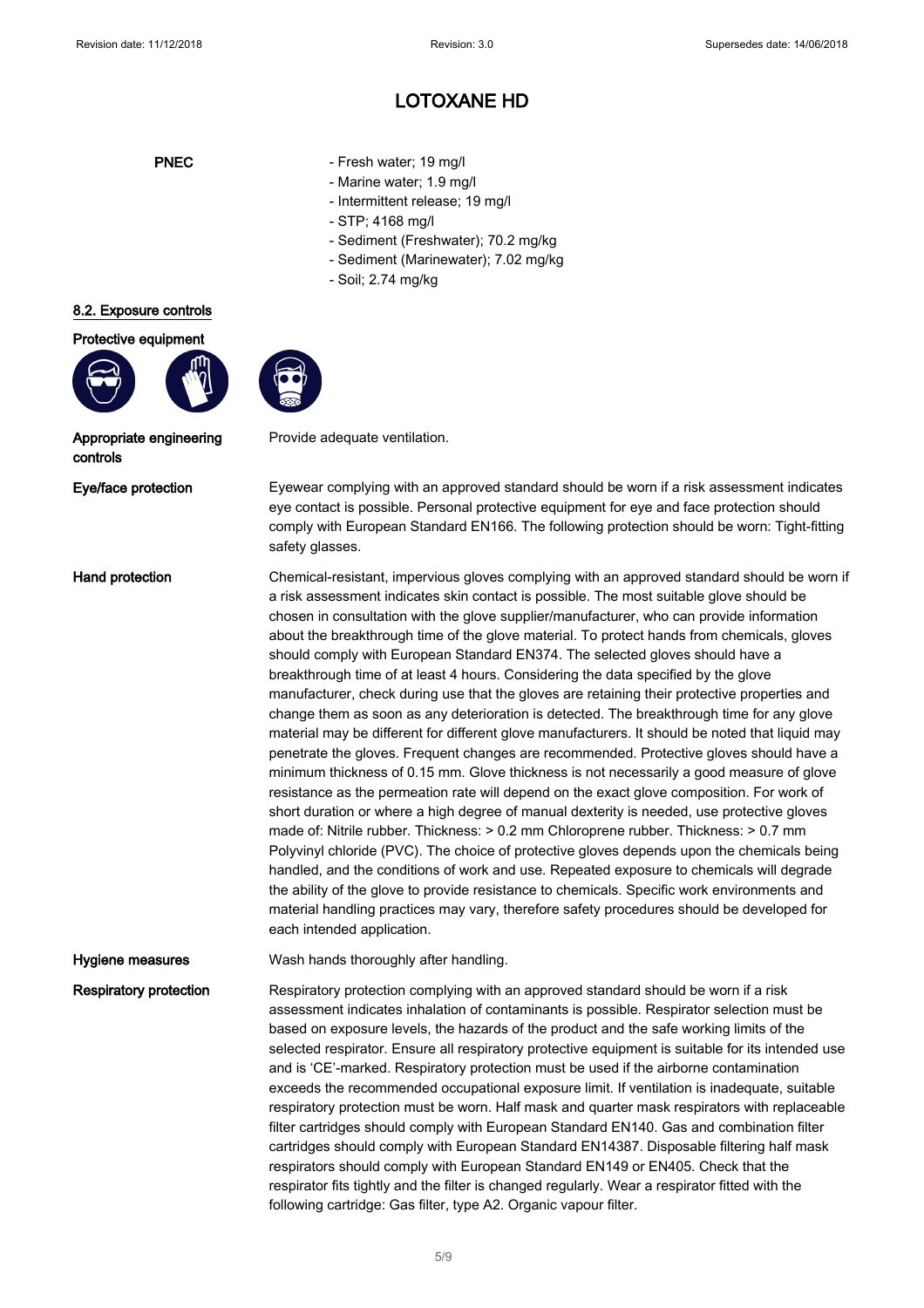**PNEC**

- Fresh water; 19 mg/l
- Marine water; 1.9 mg/l
- Intermittent release; 19 mg/l
- STP; 4168 mg/l
- Sediment (Freshwater); 70.2 mg/kg
- Sediment (Marinewater); 7.02 mg/kg
- Soil; 2.74 mg/kg

## 8.2. Exposure controls

**Protective equipment**

**Appropriate engineering controls**

Provide adequate ventilation.

**Eye/face protection**

Eyewear complying with an approved standard should be worn if a risk assessment indicates eye contact is possible. Personal protective equipment for eye and face protection should comply with European Standard EN166. The following protection should be worn: Tight-fitting safety glasses.

**Hand protection**

Chemical-resistant, impervious gloves complying with an approved standard should be worn if a risk assessment indicates skin contact is possible. The most suitable glove should be chosen in consultation with the glove supplier/manufacturer, who can provide information about the breakthrough time of the glove material. To protect hands from chemicals, gloves should comply with European Standard EN374. The selected gloves should have a breakthrough time of at least 4 hours. Considering the data specified by the glove manufacturer, check during use that the gloves are retaining their protective properties and change them as soon as any deterioration is detected. The breakthrough time for any glove material may be different for different glove manufacturers. It should be noted that liquid may penetrate the gloves. Frequent changes are recommended. Protective gloves should have a minimum thickness of 0.15 mm. Glove thickness is not necessarily a good measure of glove resistance as the permeation rate will depend on the exact glove composition. For work of short duration or where a high degree of manual dexterity is needed, use protective gloves made of: Nitrile rubber. Thickness: > 0.2 mm Chloroprene rubber. Thickness: > 0.7 mm Polyvinyl chloride (PVC). The choice of protective gloves depends upon the chemicals being handled, and the conditions of work and use. Repeated exposure to chemicals will degrade the ability of the glove to provide resistance to chemicals. Specific work environments and material handling practices may vary, therefore safety procedures should be developed for each intended application.

**Hygiene measures**

Wash hands thoroughly after handling.

**Respiratory protection**

Respiratory protection complying with an approved standard should be worn if a risk assessment indicates inhalation of contaminants is possible. Respirator selection must be based on exposure levels, the hazards of the product and the safe working limits of the selected respirator. Ensure all respiratory protective equipment is suitable for its intended use and is 'CE'-marked. Respiratory protection must be used if the airborne contamination exceeds the recommended occupational exposure limit. If ventilation is inadequate, suitable respiratory protection must be worn. Half mask and quarter mask respirators with replaceable filter cartridges should comply with European Standard EN140. Gas and combination filter cartridges should comply with European Standard EN14387. Disposable filtering half mask respirators should comply with European Standard EN149 or EN405. Check that the respirator fits tightly and the filter is changed regularly. Wear a respirator fitted with the following cartridge: Gas filter, type A2. Organic vapour filter.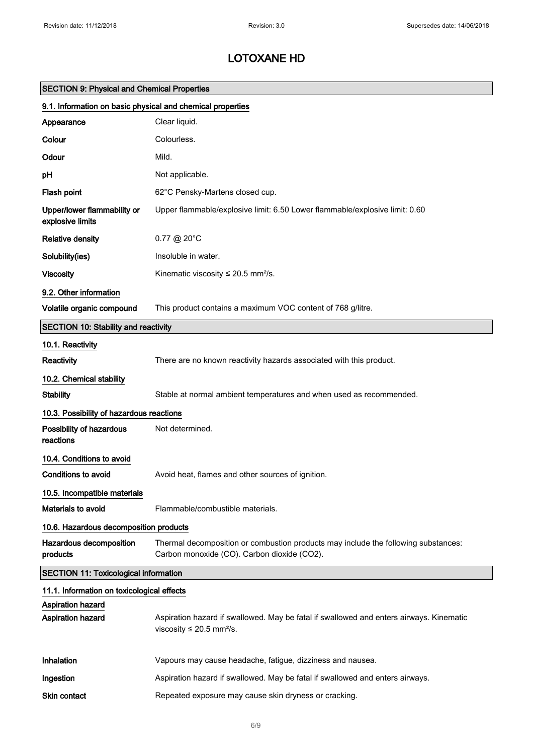# LOTOXANE HD

## SECTION 9: Physical and Chemical Properties

### 9.1. Information on basic physical and chemical properties

| | |
|---|---|
| **Appearance** | Clear liquid. |
| **Colour** | Colourless. |
| **Odour** | Mild. |
| **pH** | Not applicable. |
| **Flash point** | 62°C Pensky-Martens closed cup. |
| **Upper/lower flammability or explosive limits** | Upper flammable/explosive limit: 6.50 Lower flammable/explosive limit: 0.60 |
| **Relative density** | 0.77 @ 20°C |
| **Solubility(ies)** | Insoluble in water. |
| **Viscosity** | Kinematic viscosity ≤ 20.5 mm²/s. |

### 9.2. Other information

| | |
|---|---|
| **Volatile organic compound** | This product contains a maximum VOC content of 768 g/litre. |

## SECTION 10: Stability and reactivity

### 10.1. Reactivity

| | |
|---|---|
| **Reactivity** | There are no known reactivity hazards associated with this product. |

### 10.2. Chemical stability

| | |
|---|---|
| **Stability** | Stable at normal ambient temperatures and when used as recommended. |

### 10.3. Possibility of hazardous reactions

| | |
|---|---|
| **Possibility of hazardous reactions** | Not determined. |

### 10.4. Conditions to avoid

| | |
|---|---|
| **Conditions to avoid** | Avoid heat, flames and other sources of ignition. |

### 10.5. Incompatible materials

| | |
|---|---|
| **Materials to avoid** | Flammable/combustible materials. |

### 10.6. Hazardous decomposition products

| | |
|---|---|
| **Hazardous decomposition products** | Thermal decomposition or combustion products may include the following substances: Carbon monoxide (CO). Carbon dioxide ($CO_2$). |

## SECTION 11: Toxicological information

### 11.1. Information on toxicological effects

**Aspiration hazard**

| | |
|---|---|
| **Aspiration hazard** | Aspiration hazard if swallowed. May be fatal if swallowed and enters airways. Kinematic viscosity ≤ 20.5 mm²/s. |
| **Inhalation** | Vapours may cause headache, fatigue, dizziness and nausea. |
| **Ingestion** | Aspiration hazard if swallowed. May be fatal if swallowed and enters airways. |
| **Skin contact** | Repeated exposure may cause skin dryness or cracking. |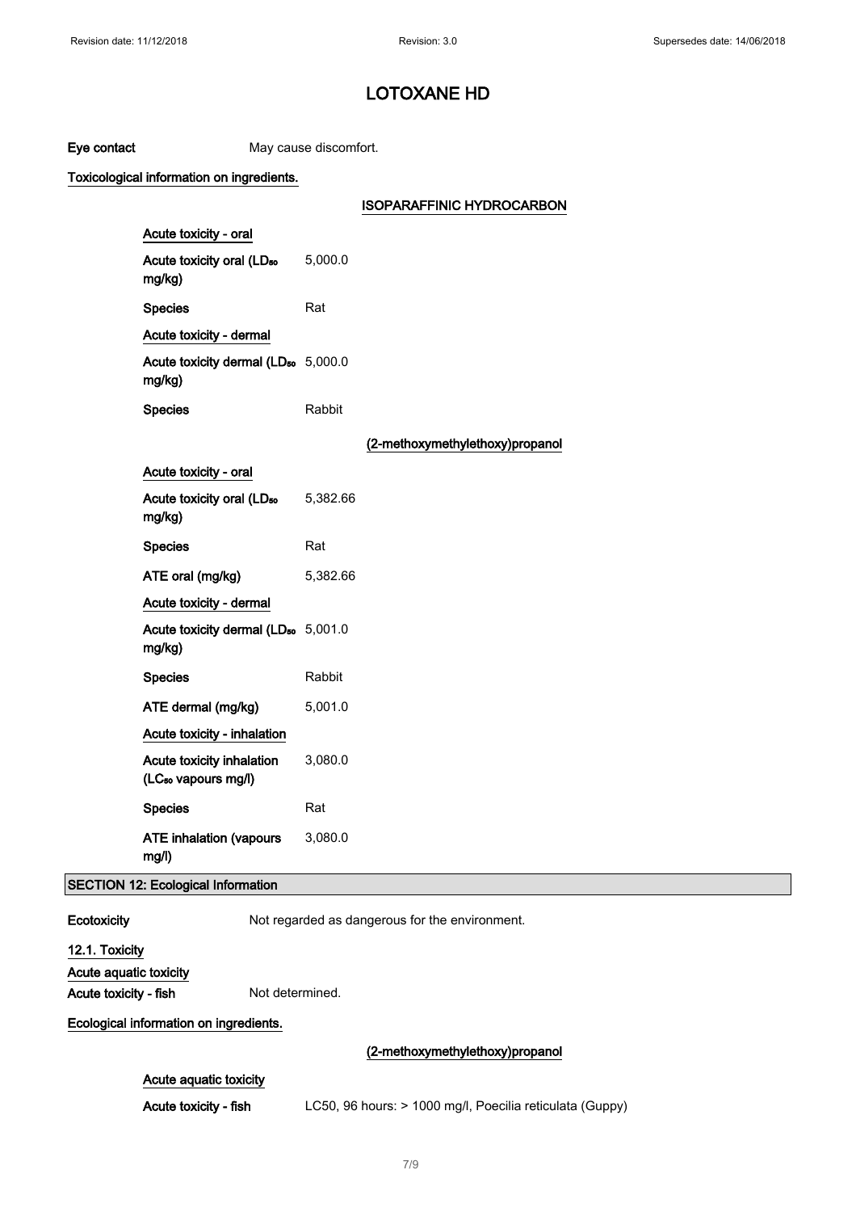**Eye contact** May cause discomfort.

**Toxicological information on ingredients.**

**ISOPARAFFINIC HYDROCARBON**

**Acute toxicity - oral**

| | |
|---|---|
| **Acute toxicity oral ($LD_{50}$ mg/kg)** | 5,000.0 |
| **Species** | Rat |

**Acute toxicity - dermal**

| | |
|---|---|
| **Acute toxicity dermal ($LD_{50}$ mg/kg)** | 5,000.0 |
| **Species** | Rabbit |

**(2-methoxymethylethoxy)propanol**

**Acute toxicity - oral**

| | |
|---|---|
| **Acute toxicity oral ($LD_{50}$ mg/kg)** | 5,382.66 |
| **Species** | Rat |
| **ATE oral (mg/kg)** | 5,382.66 |

**Acute toxicity - dermal**

| | |
|---|---|
| **Acute toxicity dermal ($LD_{50}$ mg/kg)** | 5,001.0 |
| **Species** | Rabbit |
| **ATE dermal (mg/kg)** | 5,001.0 |

**Acute toxicity - inhalation**

| | |
|---|---|
| **Acute toxicity inhalation ($LC_{50}$ vapours mg/l)** | 3,080.0 |
| **Species** | Rat |
| **ATE inhalation (vapours mg/l)** | 3,080.0 |

## SECTION 12: Ecological Information

**Ecotoxicity** Not regarded as dangerous for the environment.

**12.1. Toxicity**

**Acute aquatic toxicity**

**Acute toxicity - fish** Not determined.

**Ecological information on ingredients.**

**(2-methoxymethylethoxy)propanol**

**Acute aquatic toxicity**

**Acute toxicity - fish** LC50, 96 hours: > 1000 mg/l, Poecilia reticulata (Guppy)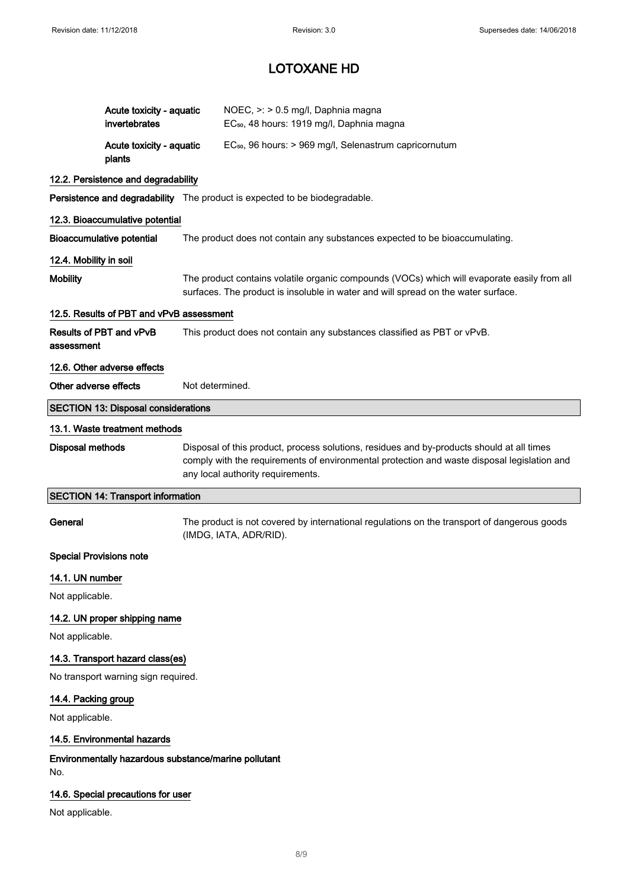# LOTOXANE HD

| | |
|---|---|
| **Acute toxicity - aquatic invertebrates** | NOEC, >: > 0.5 mg/l, Daphnia magna<br>$EC_{50}$, 48 hours: 1919 mg/l, Daphnia magna |
| **Acute toxicity - aquatic plants** | $EC_{50}$, 96 hours: > 969 mg/l, Selenastrum capricornutum |

### 12.2. Persistence and degradability

**Persistence and degradability** The product is expected to be biodegradable.

### 12.3. Bioaccumulative potential

**Bioaccumulative potential** The product does not contain any substances expected to be bioaccumulating.

### 12.4. Mobility in soil

**Mobility** The product contains volatile organic compounds (VOCs) which will evaporate easily from all surfaces. The product is insoluble in water and will spread on the water surface.

### 12.5. Results of PBT and vPvB assessment

**Results of PBT and vPvB assessment** This product does not contain any substances classified as PBT or vPvB.

### 12.6. Other adverse effects

**Other adverse effects** Not determined.

## SECTION 13: Disposal considerations

### 13.1. Waste treatment methods

**Disposal methods** Disposal of this product, process solutions, residues and by-products should at all times comply with the requirements of environmental protection and waste disposal legislation and any local authority requirements.

## SECTION 14: Transport information

**General** The product is not covered by international regulations on the transport of dangerous goods (IMDG, IATA, ADR/RID).

**Special Provisions note**

### 14.1. UN number

Not applicable.

### 14.2. UN proper shipping name

Not applicable.

### 14.3. Transport hazard class(es)

No transport warning sign required.

### 14.4. Packing group

Not applicable.

### 14.5. Environmental hazards

**Environmentally hazardous substance/marine pollutant**

No.

### 14.6. Special precautions for user

Not applicable.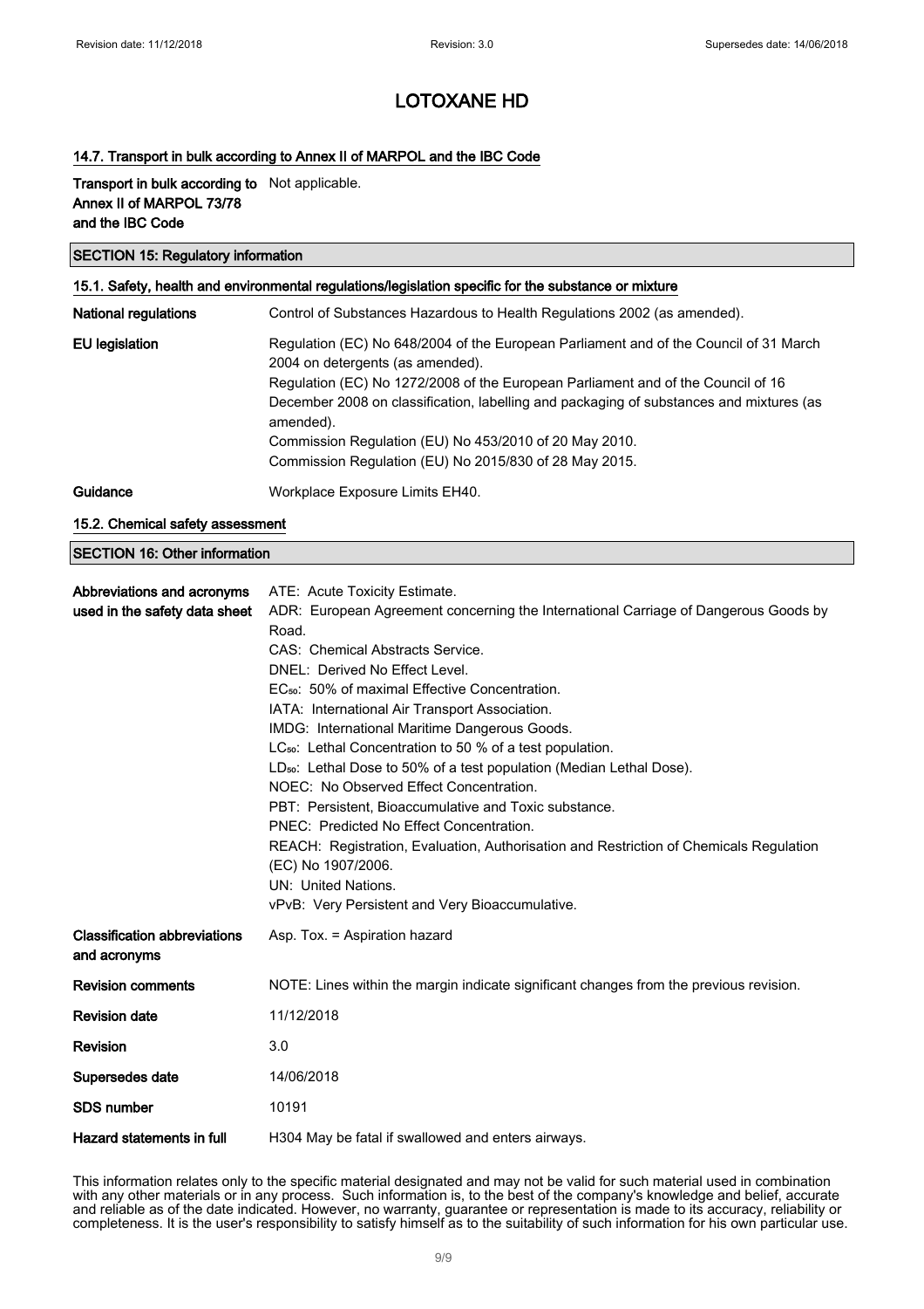#### 14.7. Transport in bulk according to Annex II of MARPOL and the IBC Code

| | |
|---|---|
| **Transport in bulk according to Annex II of MARPOL 73/78 and the IBC Code** | Not applicable. |

## SECTION 15: Regulatory information

#### 15.1. Safety, health and environmental regulations/legislation specific for the substance or mixture

| | |
|---|---|
| **National regulations** | Control of Substances Hazardous to Health Regulations 2002 (as amended). |
| **EU legislation** | Regulation (EC) No 648/2004 of the European Parliament and of the Council of 31 March 2004 on detergents (as amended).<br>Regulation (EC) No 1272/2008 of the European Parliament and of the Council of 16 December 2008 on classification, labelling and packaging of substances and mixtures (as amended).<br>Commission Regulation (EU) No 453/2010 of 20 May 2010.<br>Commission Regulation (EU) No 2015/830 of 28 May 2015. |
| **Guidance** | Workplace Exposure Limits EH40. |

#### 15.2. Chemical safety assessment

## SECTION 16: Other information

| | |
|---|---|
| **Abbreviations and acronyms used in the safety data sheet** | ATE: Acute Toxicity Estimate.<br>ADR: European Agreement concerning the International Carriage of Dangerous Goods by Road.<br>CAS: Chemical Abstracts Service.<br>DNEL: Derived No Effect Level.<br>$EC_{50}$: 50% of maximal Effective Concentration.<br>IATA: International Air Transport Association.<br>IMDG: International Maritime Dangerous Goods.<br>$LC_{50}$: Lethal Concentration to 50 % of a test population.<br>$LD_{50}$: Lethal Dose to 50% of a test population (Median Lethal Dose).<br>NOEC: No Observed Effect Concentration.<br>PBT: Persistent, Bioaccumulative and Toxic substance.<br>PNEC: Predicted No Effect Concentration.<br>REACH: Registration, Evaluation, Authorisation and Restriction of Chemicals Regulation (EC) No 1907/2006.<br>UN: United Nations.<br>vPvB: Very Persistent and Very Bioaccumulative. |
| **Classification abbreviations and acronyms** | Asp. Tox. = Aspiration hazard |
| **Revision comments** | NOTE: Lines within the margin indicate significant changes from the previous revision. |
| **Revision date** | 11/12/2018 |
| **Revision** | 3.0 |
| **Supersedes date** | 14/06/2018 |
| **SDS number** | 10191 |
| **Hazard statements in full** | H304 May be fatal if swallowed and enters airways. |

This information relates only to the specific material designated and may not be valid for such material used in combination with any other materials or in any process. Such information is, to the best of the company's knowledge and belief, accurate and reliable as of the date indicated. However, no warranty, guarantee or representation is made to its accuracy, reliability or completeness. It is the user's responsibility to satisfy himself as to the suitability of such information for his own particular use.